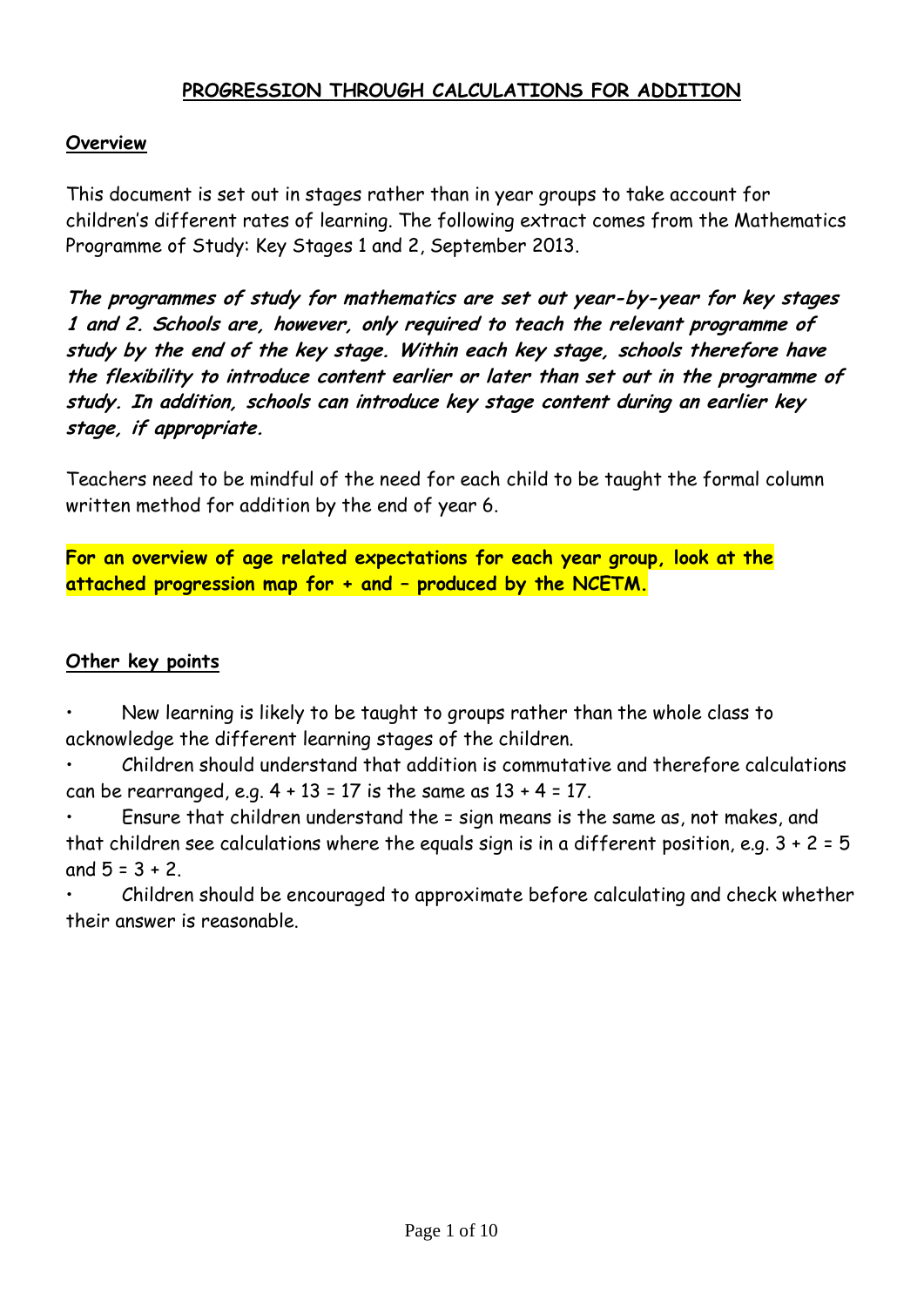# PROGRESSION THROUGH CALCULATIONS FOR ADDITION

## Overview

This document is set out in stages rather than in year groups to take account for children's different rates of learning. The following extract comes from the Mathematics Programme of Study: Key Stages 1 and 2, September 2013.

***The programmes of study for mathematics are set out year-by-year for key stages 1 and 2. Schools are, however, only required to teach the relevant programme of study by the end of the key stage. Within each key stage, schools therefore have the flexibility to introduce content earlier or later than set out in the programme of study. In addition, schools can introduce key stage content during an earlier key stage, if appropriate.***

Teachers need to be mindful of the need for each child to be taught the formal column written method for addition by the end of year 6.

**For an overview of age related expectations for each year group, look at the attached progression map for + and – produced by the NCETM.**

## Other key points

- New learning is likely to be taught to groups rather than the whole class to acknowledge the different learning stages of the children.
- Children should understand that addition is commutative and therefore calculations can be rearranged, e.g. 4 + 13 = 17 is the same as 13 + 4 = 17.
- Ensure that children understand the = sign means is the same as, not makes, and that children see calculations where the equals sign is in a different position, e.g. 3 + 2 = 5 and 5 = 3 + 2.
- Children should be encouraged to approximate before calculating and check whether their answer is reasonable.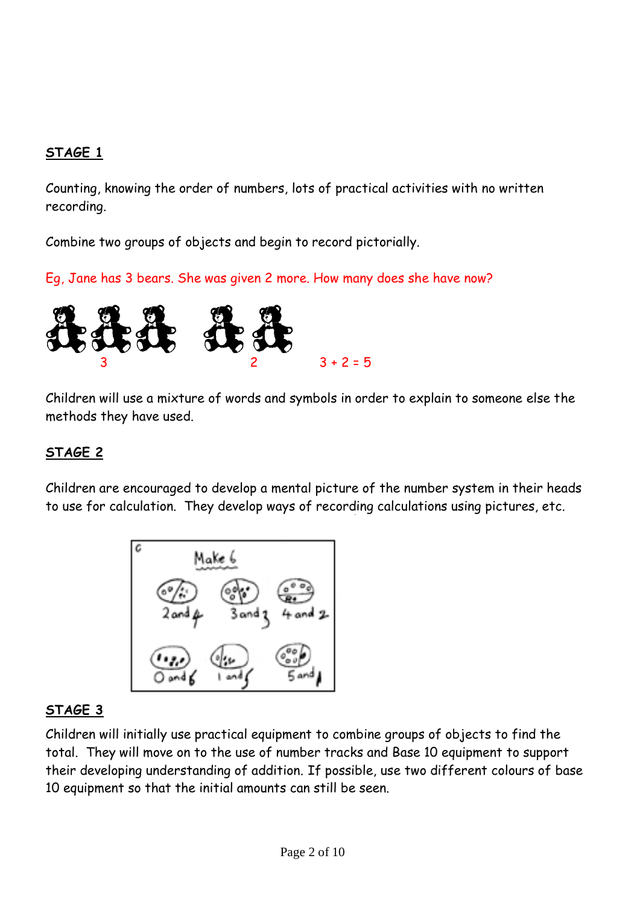## STAGE 1

Counting, knowing the order of numbers, lots of practical activities with no written recording.

Combine two groups of objects and begin to record pictorially.

Eg, Jane has 3 bears. She was given 2 more. How many does she have now?

3 2 $3 + 2 = 5$

Children will use a mixture of words and symbols in order to explain to someone else the methods they have used.

## STAGE 2

Children are encouraged to develop a mental picture of the number system in their heads to use for calculation. They develop ways of recording calculations using pictures, etc.

Make 6

2 and 4 3 and 3 4 and 2

0 and 6 1 and 5 5 and 1

## STAGE 3

Children will initially use practical equipment to combine groups of objects to find the total. They will move on to the use of number tracks and Base 10 equipment to support their developing understanding of addition. If possible, use two different colours of base 10 equipment so that the initial amounts can still be seen.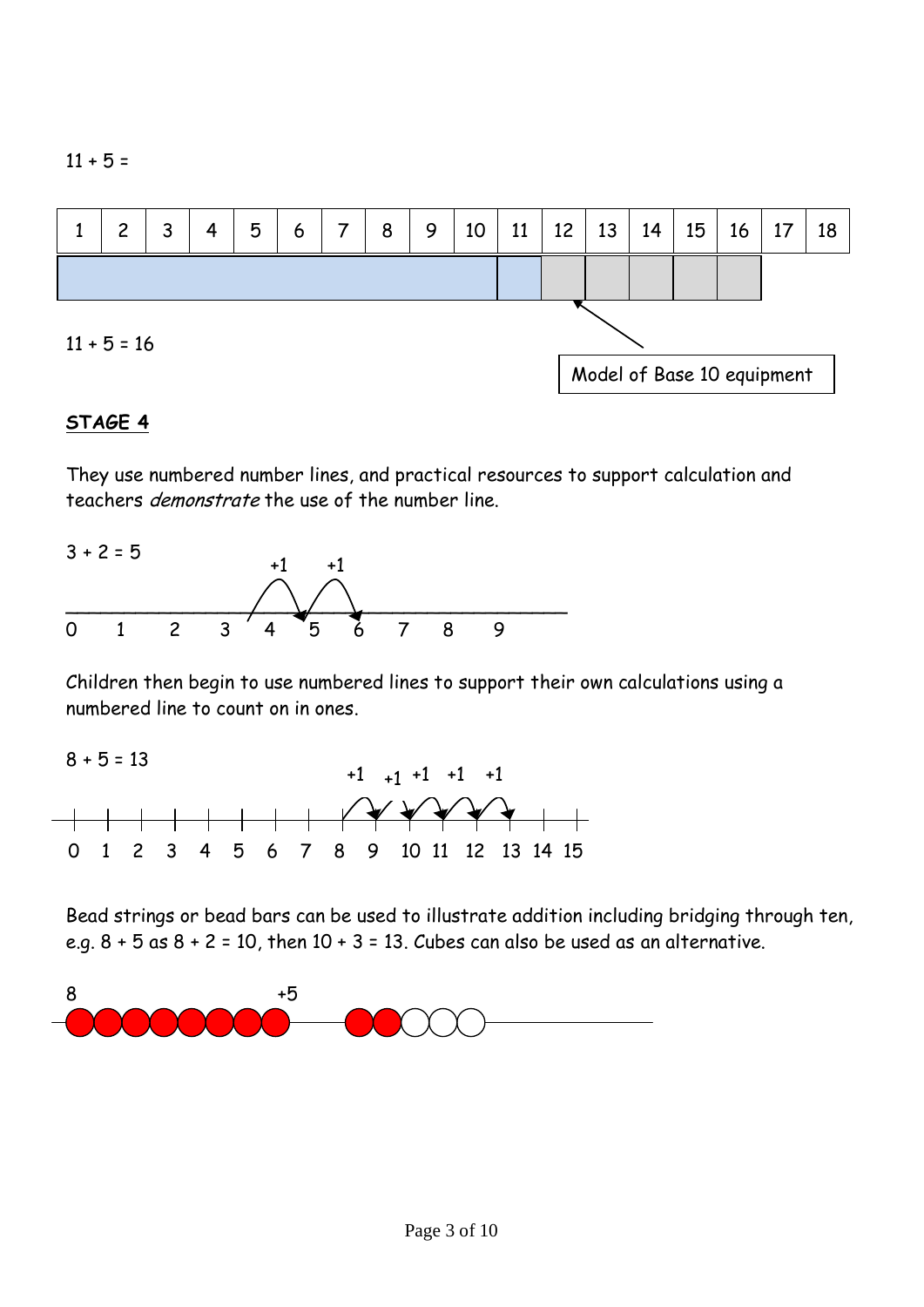11 + 5 =

| 1 | 2 | 3 | 4 | 5 | 6 | 7 | 8 | 9 | 10 | 11 | 12 | 13 | 14 | 15 | 16 | 17 | 18 |
|---|---|---|---|---|---|---|---|---|---|---|---|---|---|---|---|---|---|

Model of Base 10 equipment

11 + 5 = 16

**STAGE 4**

They use numbered number lines, and practical resources to support calculation and teachers *demonstrate* the use of the number line.

3 + 2 = 5

+1 +1

0 1 2 3 4 5 6 7 8 9

Children then begin to use numbered lines to support their own calculations using a numbered line to count on in ones.

8 + 5 = 13

+1 +1 +1 +1 +1

0 1 2 3 4 5 6 7 8 9 10 11 12 13 14 15

Bead strings or bead bars can be used to illustrate addition including bridging through ten, e.g. 8 + 5 as 8 + 2 = 10, then 10 + 3 = 13. Cubes can also be used as an alternative.

8 +5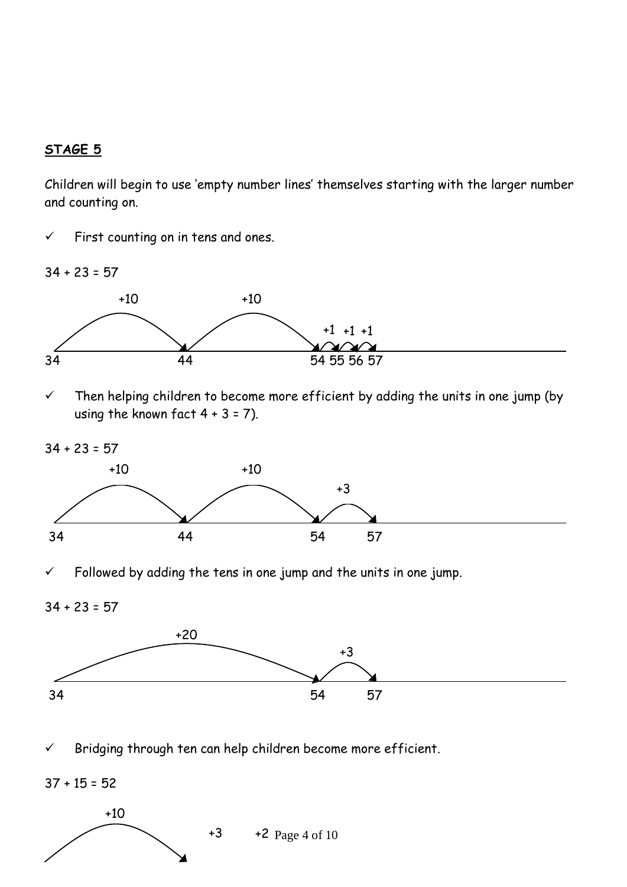**STAGE 5**

Children will begin to use 'empty number lines' themselves starting with the larger number and counting on.

- ✓ First counting on in tens and ones.

34 + 23 = 57

+10 +10 +1 +1 +1

34 44 54 55 56 57

- ✓ Then helping children to become more efficient by adding the units in one jump (by using the known fact 4 + 3 = 7).

34 + 23 = 57

+10 +10 +3

34 44 54 57

- ✓ Followed by adding the tens in one jump and the units in one jump.

34 + 23 = 57

+20 +3

34 54 57

- ✓ Bridging through ten can help children become more efficient.

37 + 15 = 52

+10 +3 +2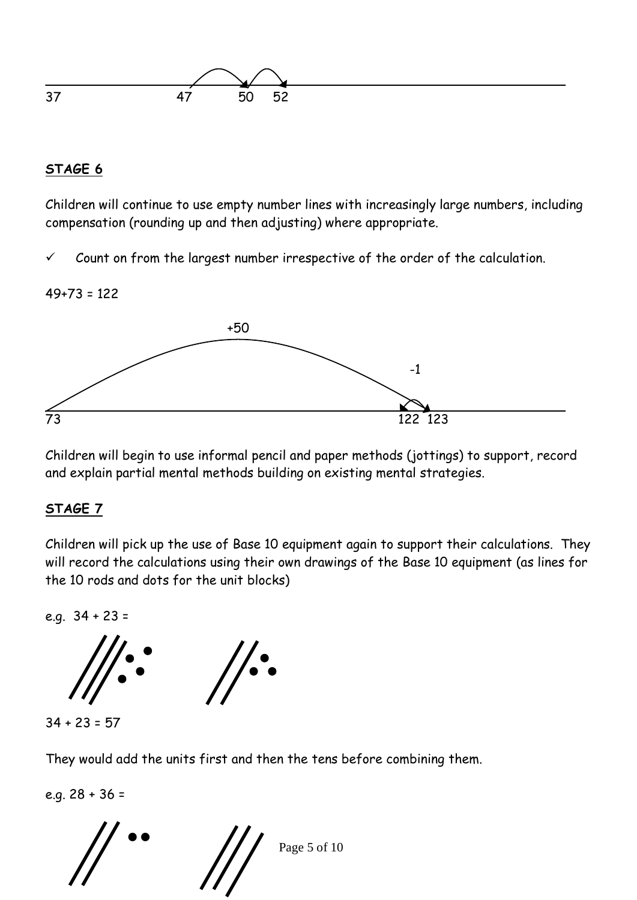37 47 50 52

## STAGE 6

Children will continue to use empty number lines with increasingly large numbers, including compensation (rounding up and then adjusting) where appropriate.

✓ Count on from the largest number irrespective of the order of the calculation.

49+73 = 122

+50

-1

73 122 123

Children will begin to use informal pencil and paper methods (jottings) to support, record and explain partial mental methods building on existing mental strategies.

## STAGE 7

Children will pick up the use of Base 10 equipment again to support their calculations. They will record the calculations using their own drawings of the Base 10 equipment (as lines for the 10 rods and dots for the unit blocks)

e.g. 34 + 23 =

34 + 23 = 57

They would add the units first and then the tens before combining them.

e.g. 28 + 36 =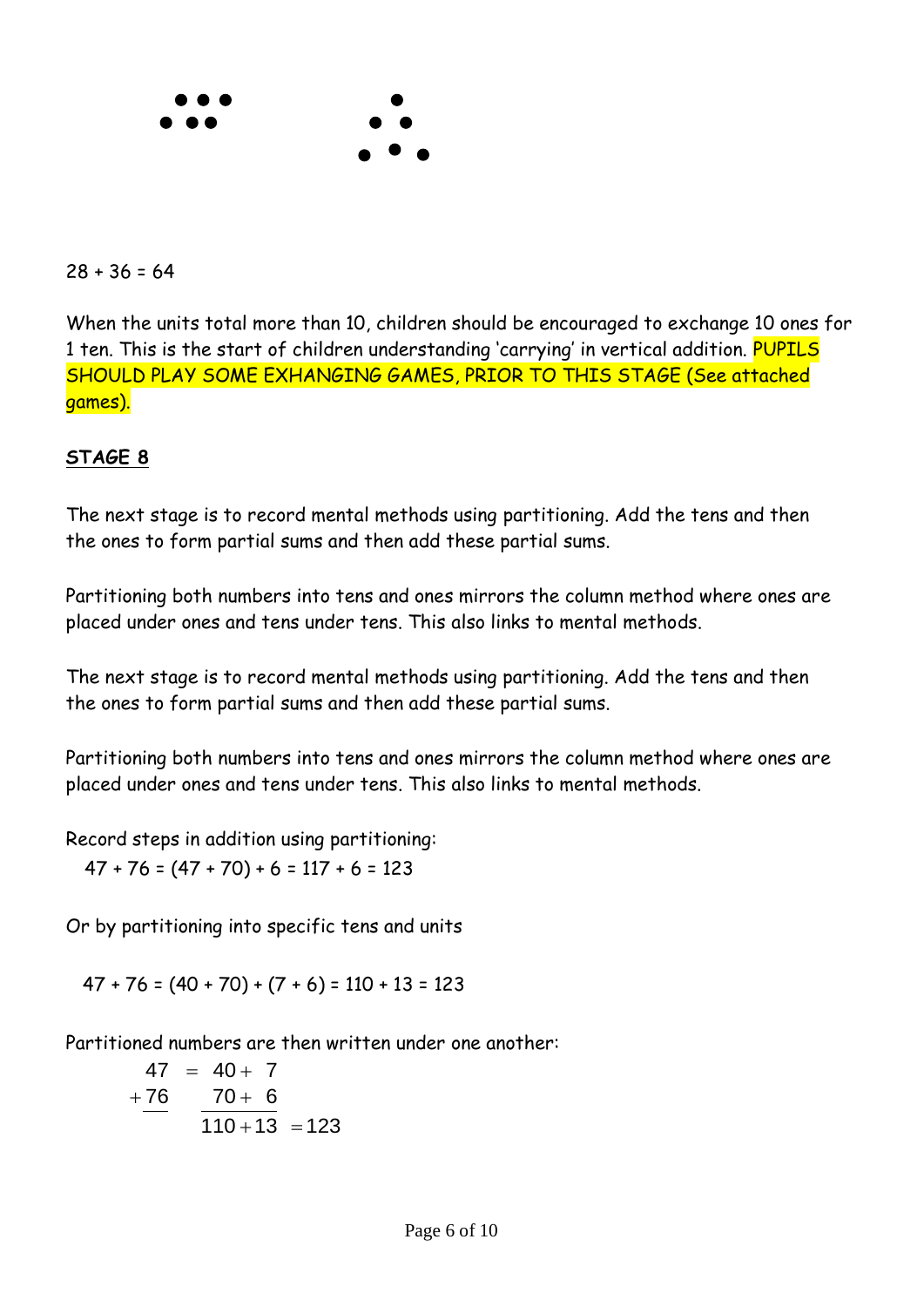28 + 36 = 64

When the units total more than 10, children should be encouraged to exchange 10 ones for 1 ten. This is the start of children understanding 'carrying' in vertical addition. PUPILS SHOULD PLAY SOME EXHANGING GAMES, PRIOR TO THIS STAGE (See attached games).

## **STAGE 8**

The next stage is to record mental methods using partitioning. Add the tens and then the ones to form partial sums and then add these partial sums.

Partitioning both numbers into tens and ones mirrors the column method where ones are placed under ones and tens under tens. This also links to mental methods.

The next stage is to record mental methods using partitioning. Add the tens and then the ones to form partial sums and then add these partial sums.

Partitioning both numbers into tens and ones mirrors the column method where ones are placed under ones and tens under tens. This also links to mental methods.

Record steps in addition using partitioning:

47 + 76 = (47 + 70) + 6 = 117 + 6 = 123

Or by partitioning into specific tens and units

47 + 76 = (40 + 70) + (7 + 6) = 110 + 13 = 123

Partitioned numbers are then written under one another:

$$
\begin{array}{rcl}
47 & = & 40 + 7 \\
+\underline{76} & & \underline{70 + 6} \\
 & & 110 + 13 = 123
\end{array}
$$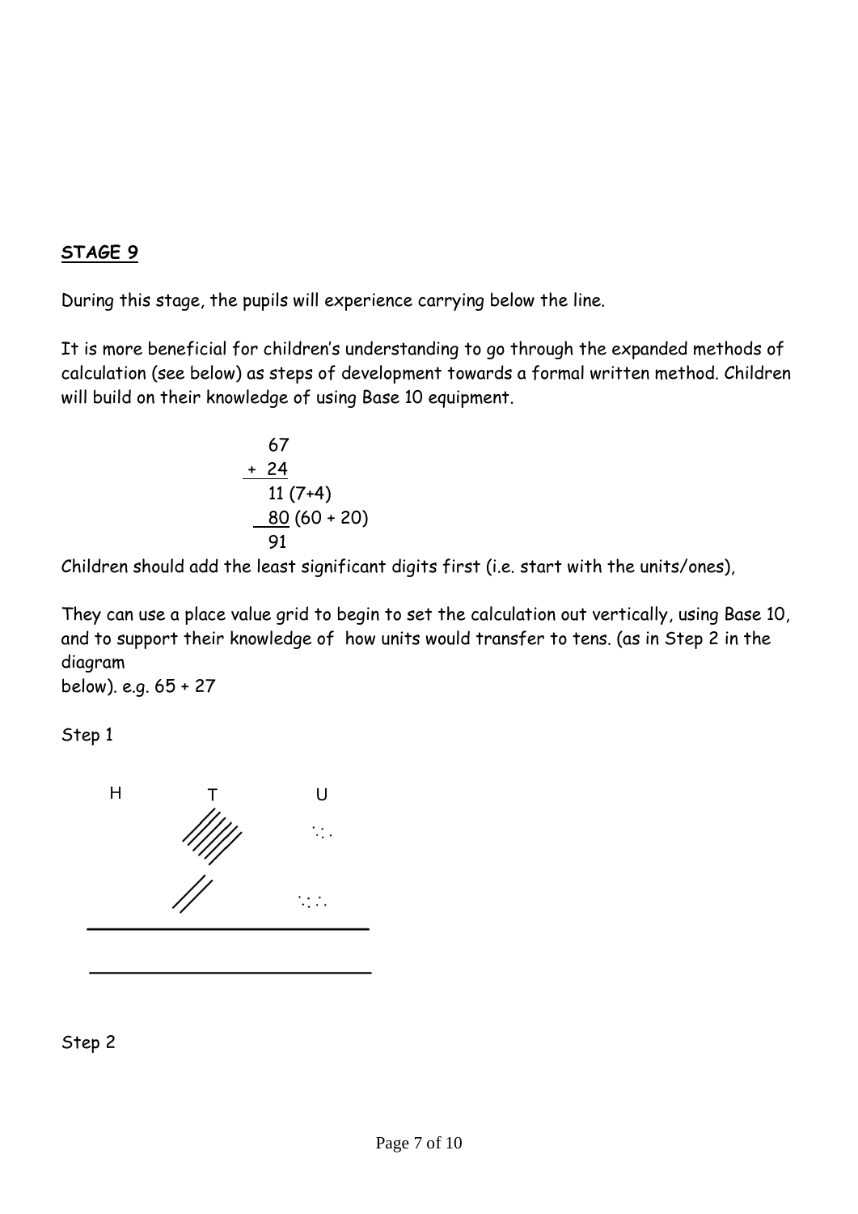**STAGE 9**

During this stage, the pupils will experience carrying below the line.

It is more beneficial for children's understanding to go through the expanded methods of calculation (see below) as steps of development towards a formal written method. Children will build on their knowledge of using Base 10 equipment.

```
   67
+  24
   11 (7+4)
   80 (60 + 20)
   91
```

Children should add the least significant digits first (i.e. start with the units/ones),

They can use a place value grid to begin to set the calculation out vertically, using Base 10, and to support their knowledge of how units would transfer to tens. (as in Step 2 in the diagram below). e.g. 65 + 27

Step 1

| H | T | U |
|---|---|---|

Step 2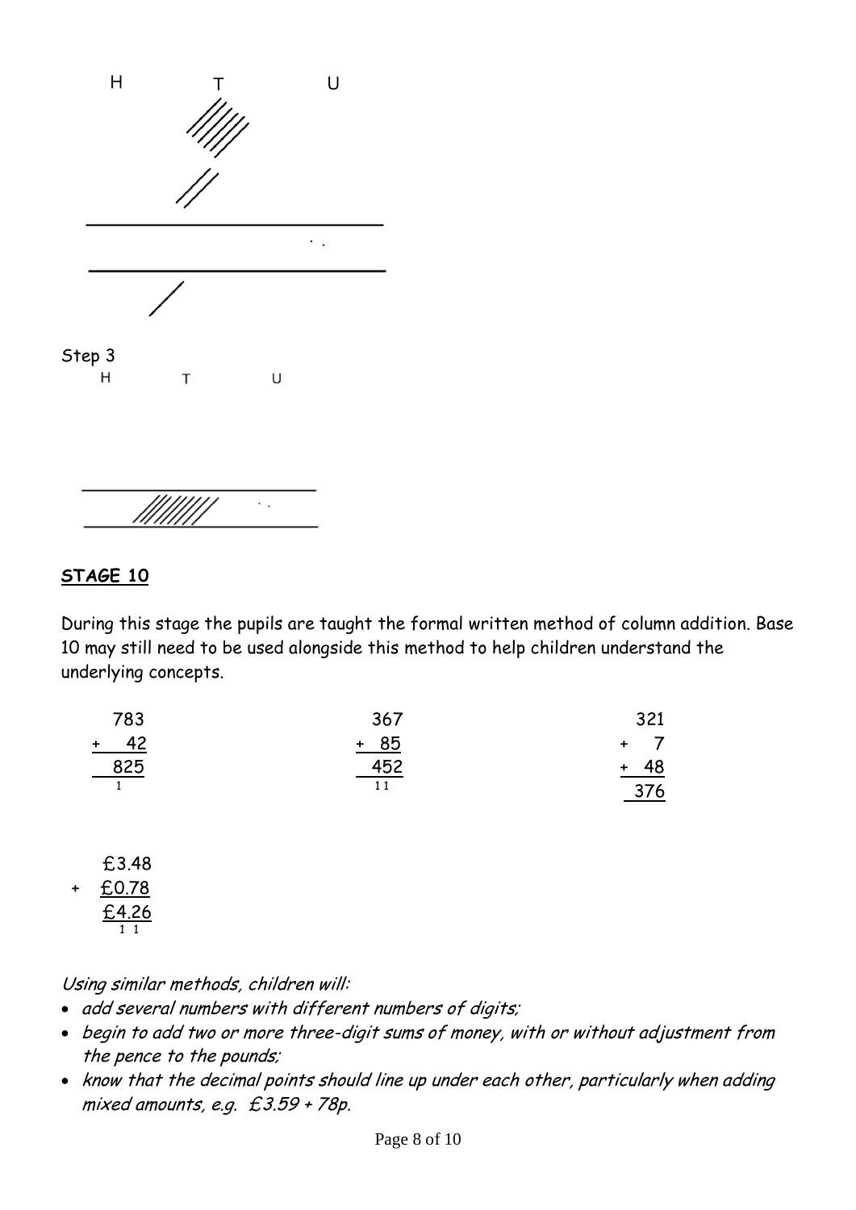H T U

Step 3

H T U

**STAGE 10**

During this stage the pupils are taught the formal written method of column addition. Base 10 may still need to be used alongside this method to help children understand the underlying concepts.

```
   783          367          321
+   42        +  85        +   7
   825          452        +  48
    1           11           376
```

```
   £3.48
+  £0.78
   £4.26
    1 1
```

*Using similar methods, children will:*

- *add several numbers with different numbers of digits;*
- *begin to add two or more three-digit sums of money, with or without adjustment from the pence to the pounds;*
- *know that the decimal points should line up under each other, particularly when adding mixed amounts, e.g. £3.59 + 78p.*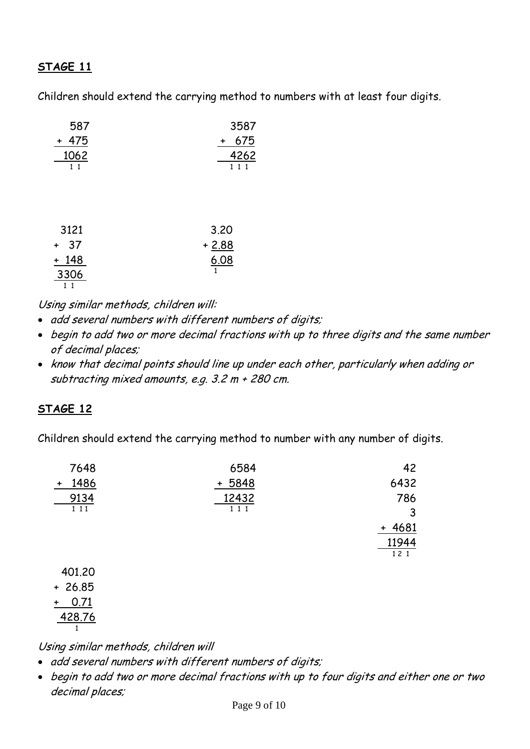**STAGE 11**

Children should extend the carrying method to numbers with at least four digits.

```
   587          3587
 + 475        +  675
  1062          4262
   1 1         1 1 1
```

```
  3121          3.20
 +  37        + 2.88
 + 148          6.08
  3306           1
   1 1
```

*Using similar methods, children will:*

- *add several numbers with different numbers of digits;*
- *begin to add two or more decimal fractions with up to three digits and the same number of decimal places;*
- *know that decimal points should line up under each other, particularly when adding or subtracting mixed amounts, e.g. 3.2 m + 280 cm.*

**STAGE 12**

Children should extend the carrying method to number with any number of digits.

```
  7648          6584             42
+ 1486        + 5848           6432
  9134         12432            786
   1 11         1 1 1              3
                               + 4681
                                11944
                                 12 1
```

```
  401.20
+  26.85
+   0.71
  428.76
     1
```

*Using similar methods, children will*

- *add several numbers with different numbers of digits;*
- *begin to add two or more decimal fractions with up to four digits and either one or two decimal places;*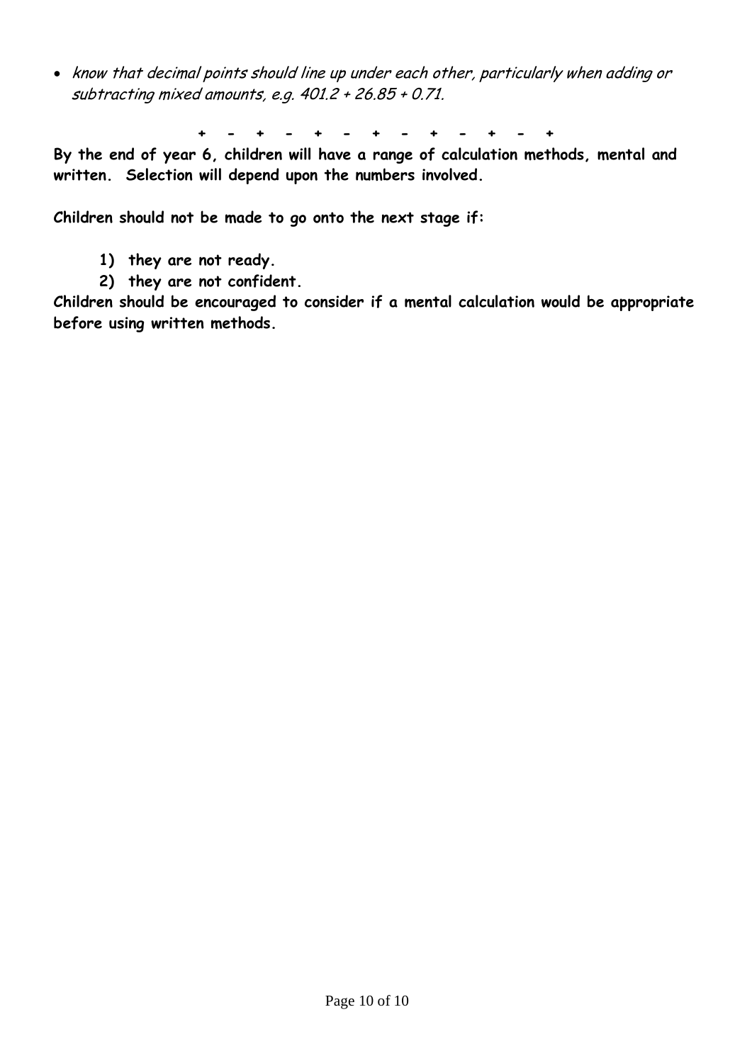- *know that decimal points should line up under each other, particularly when adding or subtracting mixed amounts, e.g. 401.2 + 26.85 + 0.71.*

+ - + - + - + - + - + - +

**By the end of year 6, children will have a range of calculation methods, mental and written. Selection will depend upon the numbers involved.**

**Children should not be made to go onto the next stage if:**

1) **they are not ready.**
2) **they are not confident.**

**Children should be encouraged to consider if a mental calculation would be appropriate before using written methods.**